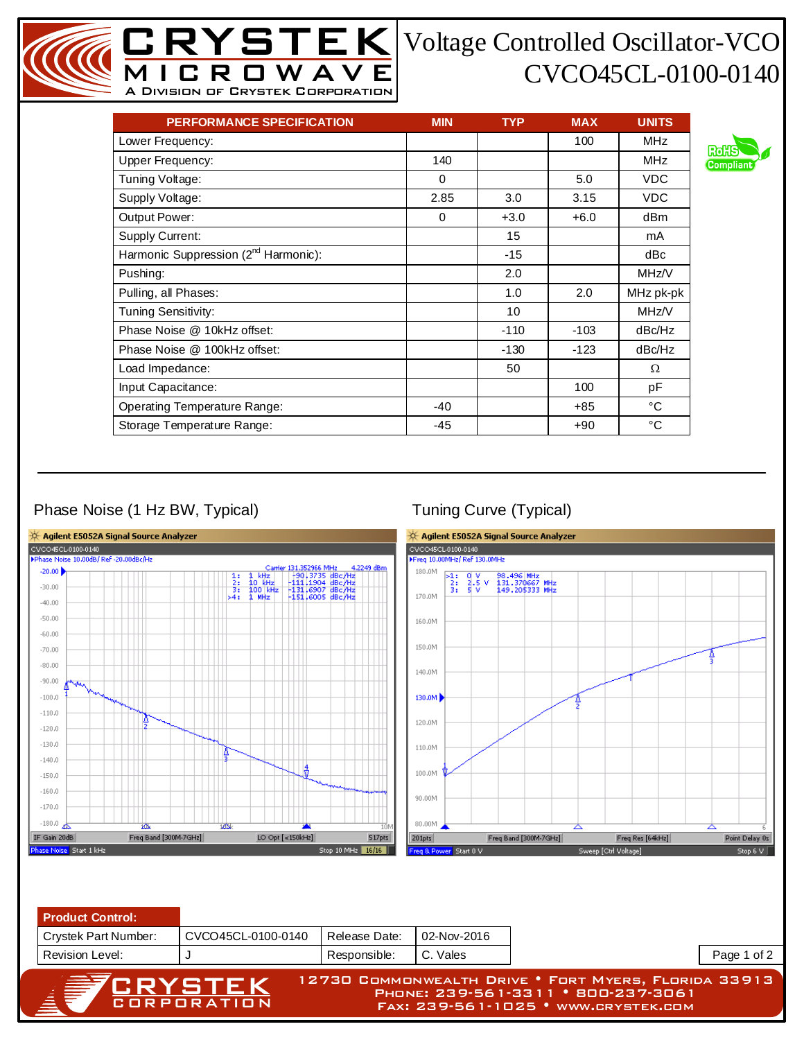# CRYSTEK MICROWAVE
A Division of Crystek Corporation

# Voltage Controlled Oscillator-VCO CVCO45CL-0100-0140

RoHS Compliant

| PERFORMANCE SPECIFICATION | MIN | TYP | MAX | UNITS |
|---|---|---|---|---|
| Lower Frequency: | | | 100 | MHz |
| Upper Frequency: | 140 | | | MHz |
| Tuning Voltage: | 0 | | 5.0 | VDC |
| Supply Voltage: | 2.85 | 3.0 | 3.15 | VDC |
| Output Power: | 0 | +3.0 | +6.0 | dBm |
| Supply Current: | | 15 | | mA |
| Harmonic Suppression (2nd Harmonic): | | -15 | | dBc |
| Pushing: | | 2.0 | | MHz/V |
| Pulling, all Phases: | | 1.0 | 2.0 | MHz pk-pk |
| Tuning Sensitivity: | | 10 | | MHz/V |
| Phase Noise @ 10kHz offset: | | -110 | -103 | dBc/Hz |
| Phase Noise @ 100kHz offset: | | -130 | -123 | dBc/Hz |
| Load Impedance: | | 50 | | Ω |
| Input Capacitance: | | | 100 | pF |
| Operating Temperature Range: | -40 | | +85 | °C |
| Storage Temperature Range: | -45 | | +90 | °C |

## Phase Noise (1 Hz BW, Typical)

Agilent E5052A Signal Source Analyzer
CVCO45CL-0100-0140
Phase Noise 10.00dB/ Ref -20.00dBc/Hz
Carrier 131.352966 MHz 4.2249 dBm
1: 1 kHz -90.3735 dBc/Hz
2: 10 kHz -111.1904 dBc/Hz
3: 100 kHz -131.6907 dBc/Hz
>4: 1 MHz -151.6005 dBc/Hz
IF Gain 20dB Freq Band [300M-7GHz] LO Opt [<150kHz] 517pts
Phase Noise Start 1 kHz Stop 10 MHz

## Tuning Curve (Typical)

Agilent E5052A Signal Source Analyzer
CVCO45CL-0100-0140
Freq 10.00MHz/ Ref 130.0MHz
>1: 0 V 98.496 MHz
2: 2.5 V 131.370667 MHz
3: 5 V 149.205333 MHz
201pts Freq Band [300M-7GHz] Freq Res [64kHz] Point Delay 0s
Freq & Power Start 0 V Sweep [Ctrl Voltage] Stop 6 V

| Product Control: | | | |
|---|---|---|---|
| Crystek Part Number: | CVCO45CL-0100-0140 | Release Date: | 02-Nov-2016 |
| Revision Level: | J | Responsible: | C. Vales |

CRYSTEK CORPORATION
12730 Commonwealth Drive • Fort Myers, Florida 33913
Phone: 239-561-3311 • 800-237-3061
Fax: 239-561-1025 • www.crystek.com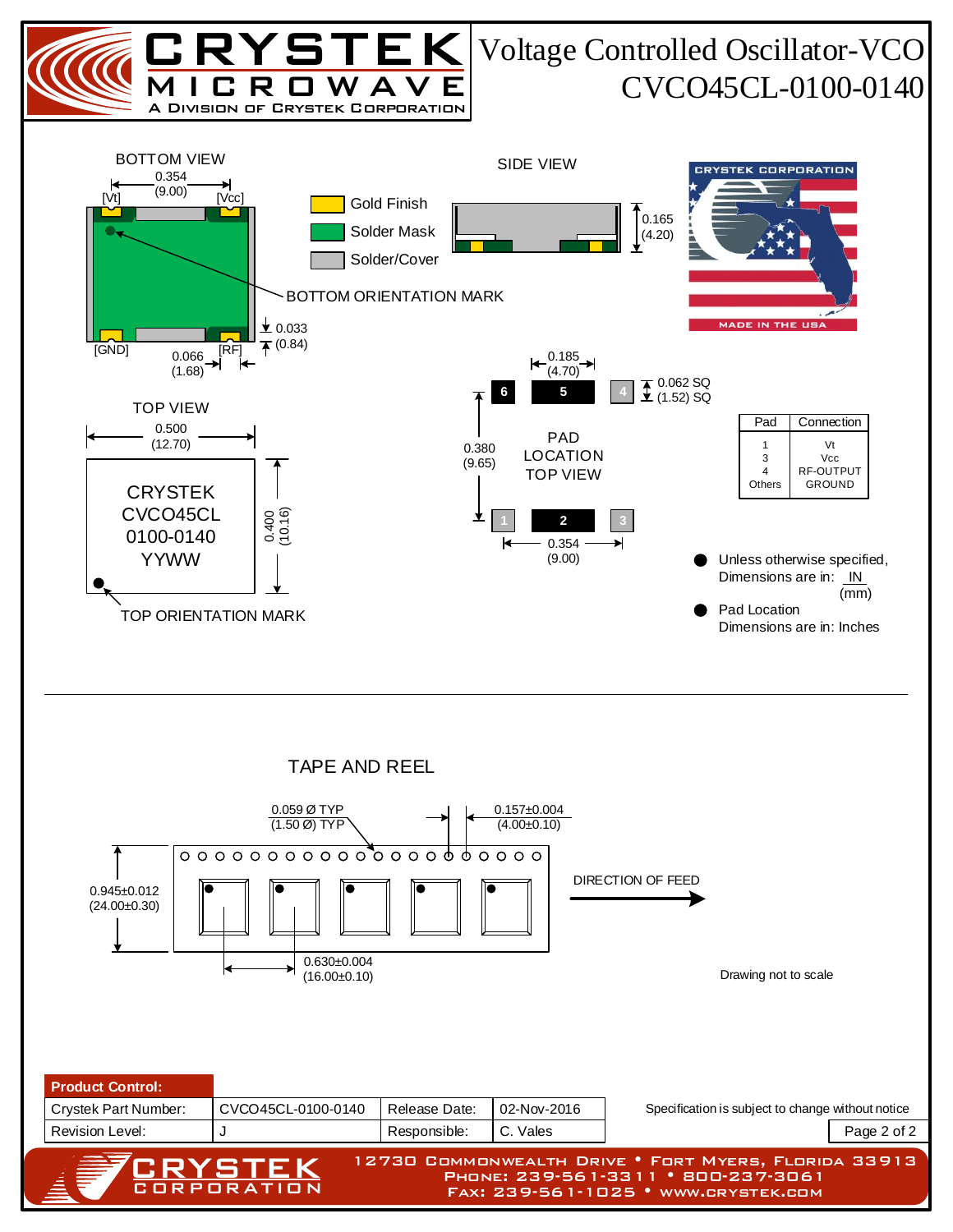# Voltage Controlled Oscillator-VCO
## CVCO45CL-0100-0140

CRYSTEK MICROWAVE
A Division of Crystek Corporation

BOTTOM VIEW

0.354
(9.00)

[Vt] [Vcc]

[GND] [RF]

0.033
(0.84)

0.066
(1.68)

Gold Finish
Solder Mask
Solder/Cover

BOTTOM ORIENTATION MARK

SIDE VIEW

0.165
(4.20)

CRYSTEK CORPORATION
MADE IN THE USA

TOP VIEW

0.500
(12.70)

CRYSTEK
CVCO45CL
0100-0140
YYWW

0.400
(10.16)

TOP ORIENTATION MARK

0.185
(4.70)

0.062 SQ
(1.52) SQ

6 5 4

0.380
(9.65)

PAD
LOCATION
TOP VIEW

1 2 3

0.354
(9.00)

| Pad | Connection |
|---|---|
| 1 | Vt |
| 3 | Vcc |
| 4 | RF-OUTPUT |
| Others | GROUND |

- Unless otherwise specified, Dimensions are in: IN (mm)
- Pad Location Dimensions are in: Inches

TAPE AND REEL

0.059 Ø TYP
(1.50 Ø) TYP

0.157±0.004
(4.00±0.10)

0.945±0.012
(24.00±0.30)

0.630±0.004
(16.00±0.10)

DIRECTION OF FEED

Drawing not to scale

| **Product Control:** | | | |
|---|---|---|---|
| Crystek Part Number: | CVCO45CL-0100-0140 | Release Date: | 02-Nov-2016 |
| Revision Level: | J | Responsible: | C. Vales |

Specification is subject to change without notice

CRYSTEK CORPORATION
12730 Commonwealth Drive • Fort Myers, Florida 33913
Phone: 239-561-3311 • 800-237-3061
Fax: 239-561-1025 • www.crystek.com